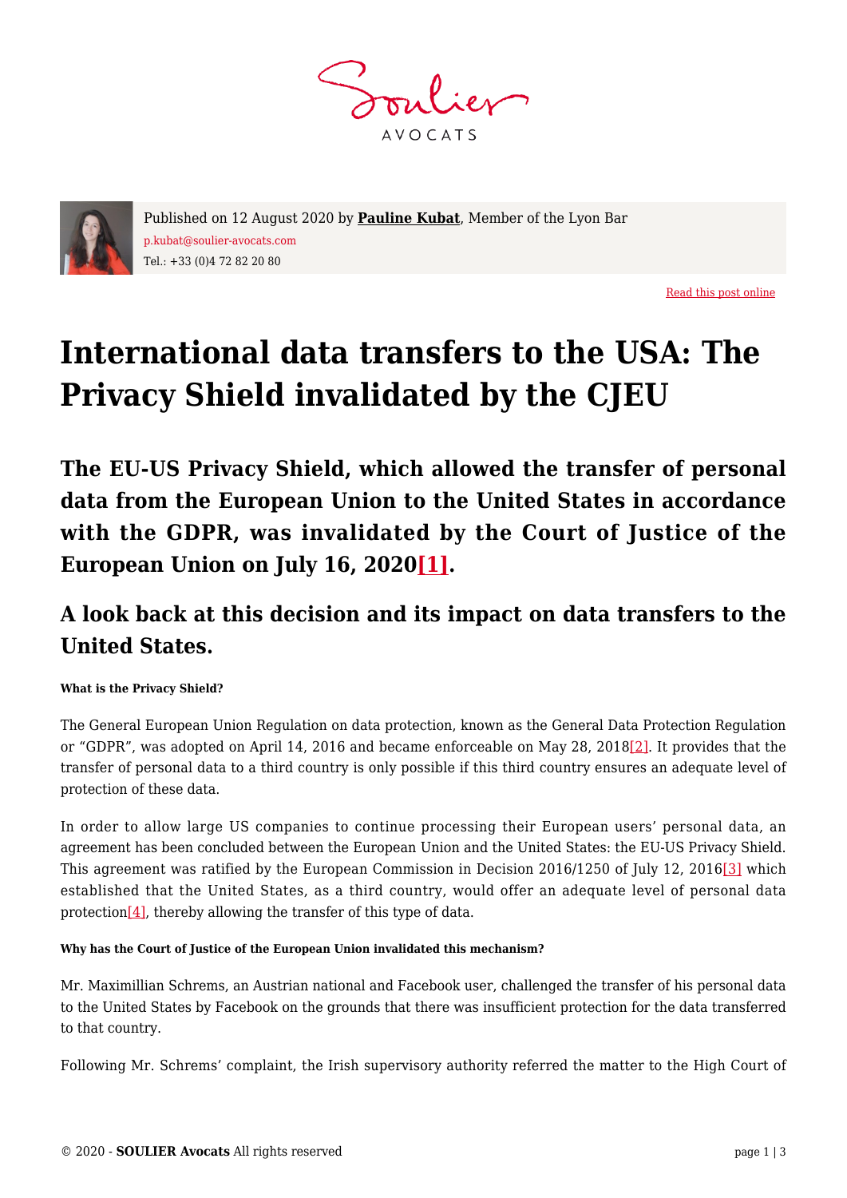Published on 12 August 2020 by **Pauline Kubat**, Member of the Lyon Bar
p.kubat@soulier-avocats.com
Tel.: +33 (0)4 72 82 20 80

Read this post online

# International data transfers to the USA: The Privacy Shield invalidated by the CJEU

## The EU-US Privacy Shield, which allowed the transfer of personal data from the European Union to the United States in accordance with the GDPR, was invalidated by the Court of Justice of the European Union on July 16, 2020[1].

## A look back at this decision and its impact on data transfers to the United States.

##### What is the Privacy Shield?

The General European Union Regulation on data protection, known as the General Data Protection Regulation or "GDPR", was adopted on April 14, 2016 and became enforceable on May 28, 2018[2]. It provides that the transfer of personal data to a third country is only possible if this third country ensures an adequate level of protection of these data.

In order to allow large US companies to continue processing their European users' personal data, an agreement has been concluded between the European Union and the United States: the EU-US Privacy Shield. This agreement was ratified by the European Commission in Decision 2016/1250 of July 12, 2016[3] which established that the United States, as a third country, would offer an adequate level of personal data protection[4], thereby allowing the transfer of this type of data.

##### Why has the Court of Justice of the European Union invalidated this mechanism?

Mr. Maximillian Schrems, an Austrian national and Facebook user, challenged the transfer of his personal data to the United States by Facebook on the grounds that there was insufficient protection for the data transferred to that country.

Following Mr. Schrems' complaint, the Irish supervisory authority referred the matter to the High Court of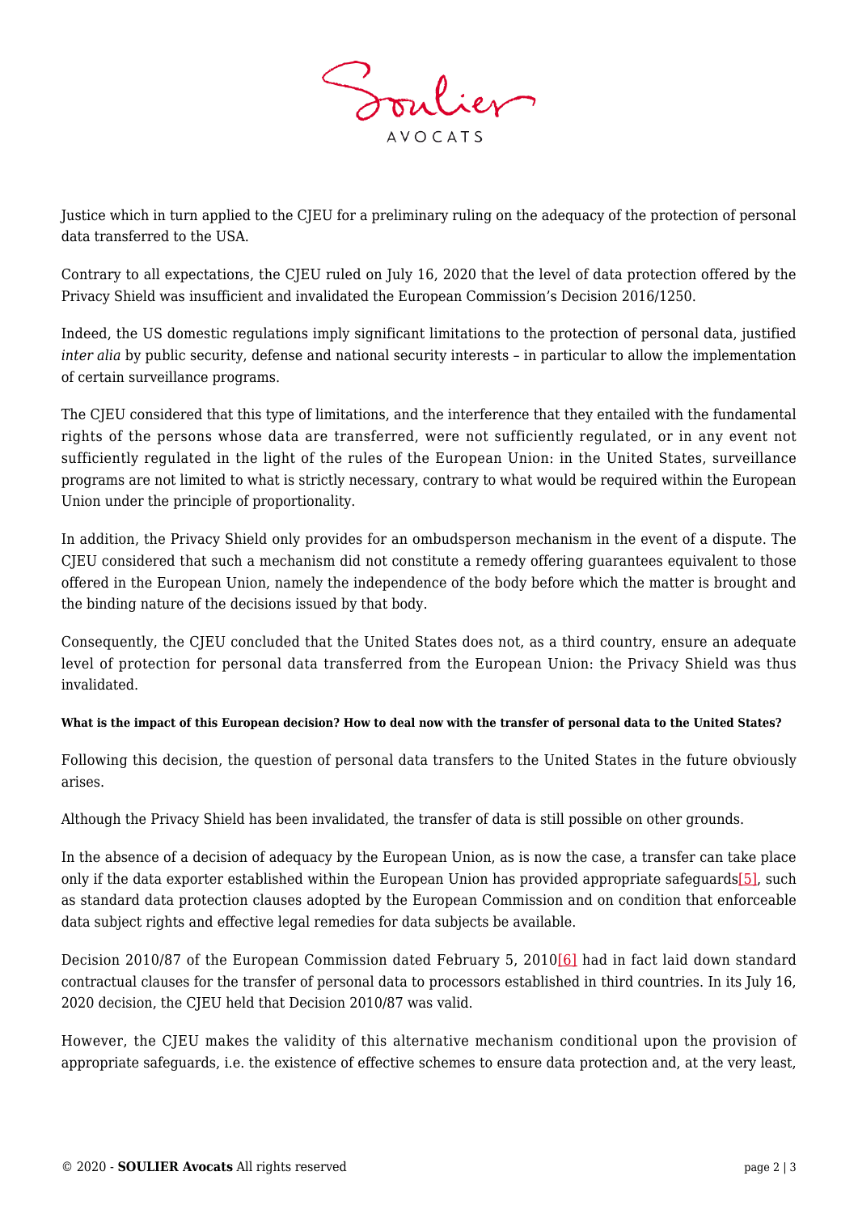Justice which in turn applied to the CJEU for a preliminary ruling on the adequacy of the protection of personal data transferred to the USA.

Contrary to all expectations, the CJEU ruled on July 16, 2020 that the level of data protection offered by the Privacy Shield was insufficient and invalidated the European Commission's Decision 2016/1250.

Indeed, the US domestic regulations imply significant limitations to the protection of personal data, justified *inter alia* by public security, defense and national security interests – in particular to allow the implementation of certain surveillance programs.

The CJEU considered that this type of limitations, and the interference that they entailed with the fundamental rights of the persons whose data are transferred, were not sufficiently regulated, or in any event not sufficiently regulated in the light of the rules of the European Union: in the United States, surveillance programs are not limited to what is strictly necessary, contrary to what would be required within the European Union under the principle of proportionality.

In addition, the Privacy Shield only provides for an ombudsperson mechanism in the event of a dispute. The CJEU considered that such a mechanism did not constitute a remedy offering guarantees equivalent to those offered in the European Union, namely the independence of the body before which the matter is brought and the binding nature of the decisions issued by that body.

Consequently, the CJEU concluded that the United States does not, as a third country, ensure an adequate level of protection for personal data transferred from the European Union: the Privacy Shield was thus invalidated.

**What is the impact of this European decision? How to deal now with the transfer of personal data to the United States?**

Following this decision, the question of personal data transfers to the United States in the future obviously arises.

Although the Privacy Shield has been invalidated, the transfer of data is still possible on other grounds.

In the absence of a decision of adequacy by the European Union, as is now the case, a transfer can take place only if the data exporter established within the European Union has provided appropriate safeguards[5], such as standard data protection clauses adopted by the European Commission and on condition that enforceable data subject rights and effective legal remedies for data subjects be available.

Decision 2010/87 of the European Commission dated February 5, 2010[6] had in fact laid down standard contractual clauses for the transfer of personal data to processors established in third countries. In its July 16, 2020 decision, the CJEU held that Decision 2010/87 was valid.

However, the CJEU makes the validity of this alternative mechanism conditional upon the provision of appropriate safeguards, i.e. the existence of effective schemes to ensure data protection and, at the very least,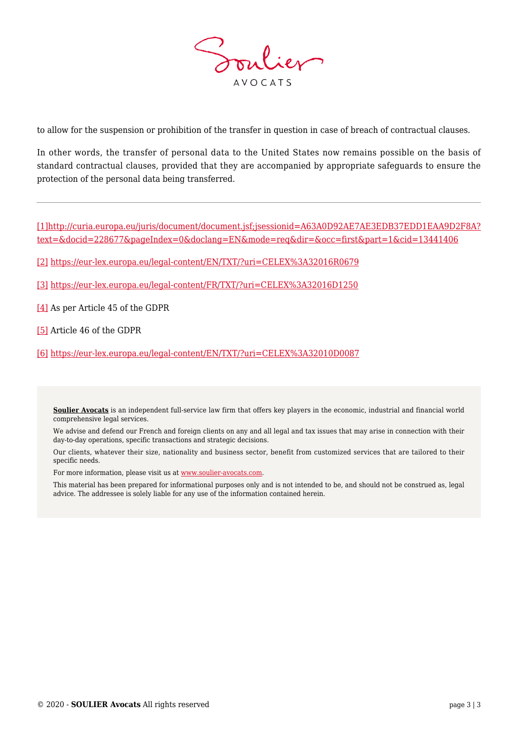to allow for the suspension or prohibition of the transfer in question in case of breach of contractual clauses.

In other words, the transfer of personal data to the United States now remains possible on the basis of standard contractual clauses, provided that they are accompanied by appropriate safeguards to ensure the protection of the personal data being transferred.

---

[1]http://curia.europa.eu/juris/document/document.jsf;jsessionid=A63A0D92AE7AE3EDB37EDD1EAA9D2F8A?text=&docid=228677&pageIndex=0&doclang=EN&mode=req&dir=&occ=first&part=1&cid=13441406

[2] https://eur-lex.europa.eu/legal-content/EN/TXT/?uri=CELEX%3A32016R0679

[3] https://eur-lex.europa.eu/legal-content/FR/TXT/?uri=CELEX%3A32016D1250

[4] As per Article 45 of the GDPR

[5] Article 46 of the GDPR

[6] https://eur-lex.europa.eu/legal-content/EN/TXT/?uri=CELEX%3A32010D0087

**Soulier Avocats** is an independent full-service law firm that offers key players in the economic, industrial and financial world comprehensive legal services.

We advise and defend our French and foreign clients on any and all legal and tax issues that may arise in connection with their day-to-day operations, specific transactions and strategic decisions.

Our clients, whatever their size, nationality and business sector, benefit from customized services that are tailored to their specific needs.

For more information, please visit us at www.soulier-avocats.com.

This material has been prepared for informational purposes only and is not intended to be, and should not be construed as, legal advice. The addressee is solely liable for any use of the information contained herein.